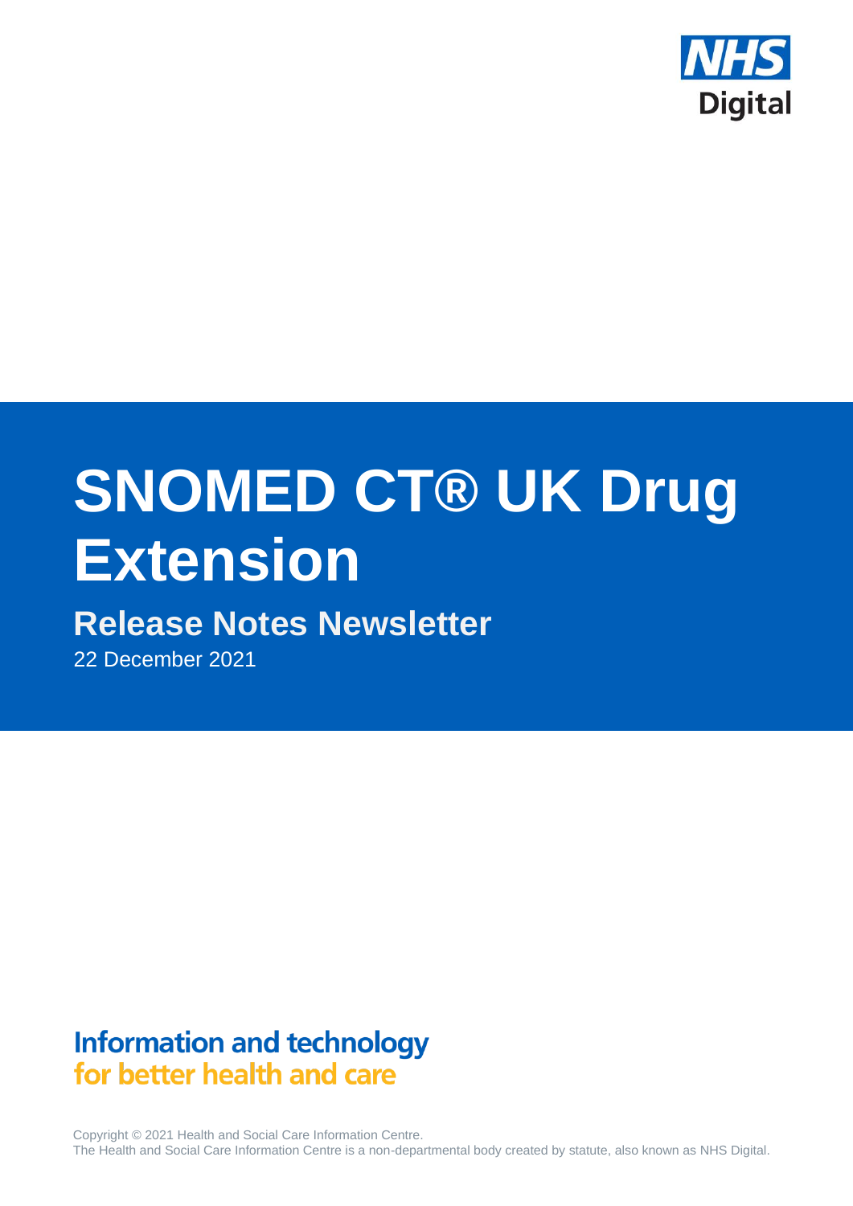NHS Digital

# SNOMED CT® UK Drug Extension

## Release Notes Newsletter

22 December 2021

**Information and technology**
**for better health and care**

Copyright © 2021 Health and Social Care Information Centre.
The Health and Social Care Information Centre is a non-departmental body created by statute, also known as NHS Digital.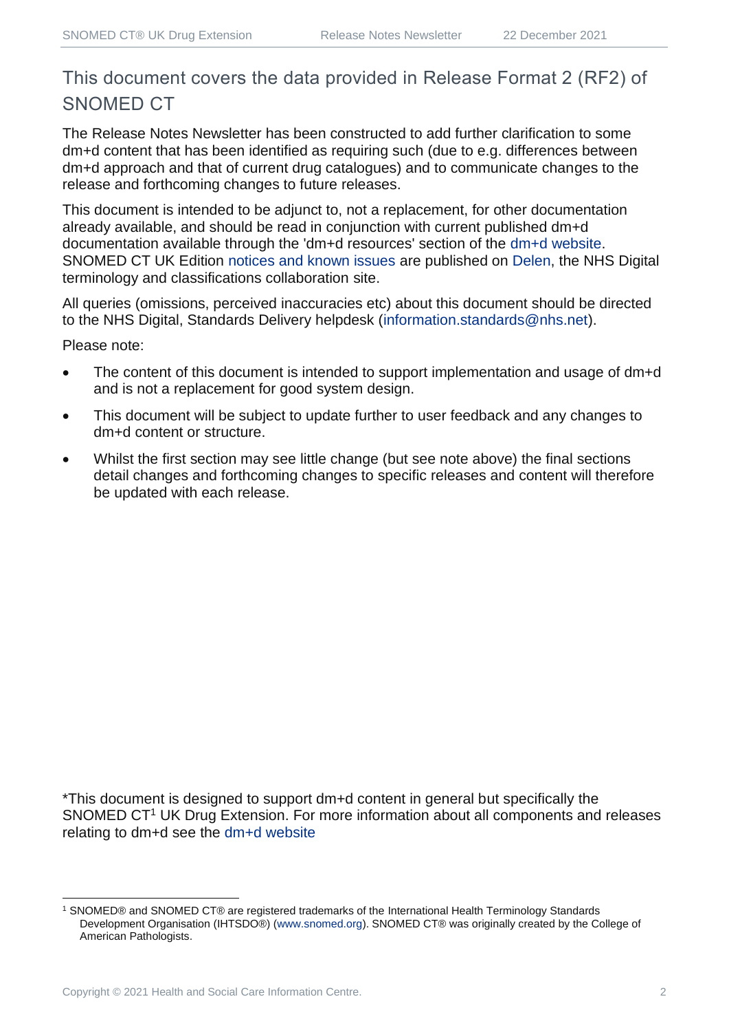## This document covers the data provided in Release Format 2 (RF2) of SNOMED CT

The Release Notes Newsletter has been constructed to add further clarification to some dm+d content that has been identified as requiring such (due to e.g. differences between dm+d approach and that of current drug catalogues) and to communicate changes to the release and forthcoming changes to future releases.

This document is intended to be adjunct to, not a replacement, for other documentation already available, and should be read in conjunction with current published dm+d documentation available through the 'dm+d resources' section of the dm+d website. SNOMED CT UK Edition notices and known issues are published on Delen, the NHS Digital terminology and classifications collaboration site.

All queries (omissions, perceived inaccuracies etc) about this document should be directed to the NHS Digital, Standards Delivery helpdesk (information.standards@nhs.net).

Please note:

- The content of this document is intended to support implementation and usage of dm+d and is not a replacement for good system design.
- This document will be subject to update further to user feedback and any changes to dm+d content or structure.
- Whilst the first section may see little change (but see note above) the final sections detail changes and forthcoming changes to specific releases and content will therefore be updated with each release.

*This document is designed to support dm+d content in general but specifically the SNOMED CT[1] UK Drug Extension. For more information about all components and releases relating to dm+d see the dm+d website

[1] SNOMED® and SNOMED CT® are registered trademarks of the International Health Terminology Standards Development Organisation (IHTSDO®) (www.snomed.org). SNOMED CT® was originally created by the College of American Pathologists.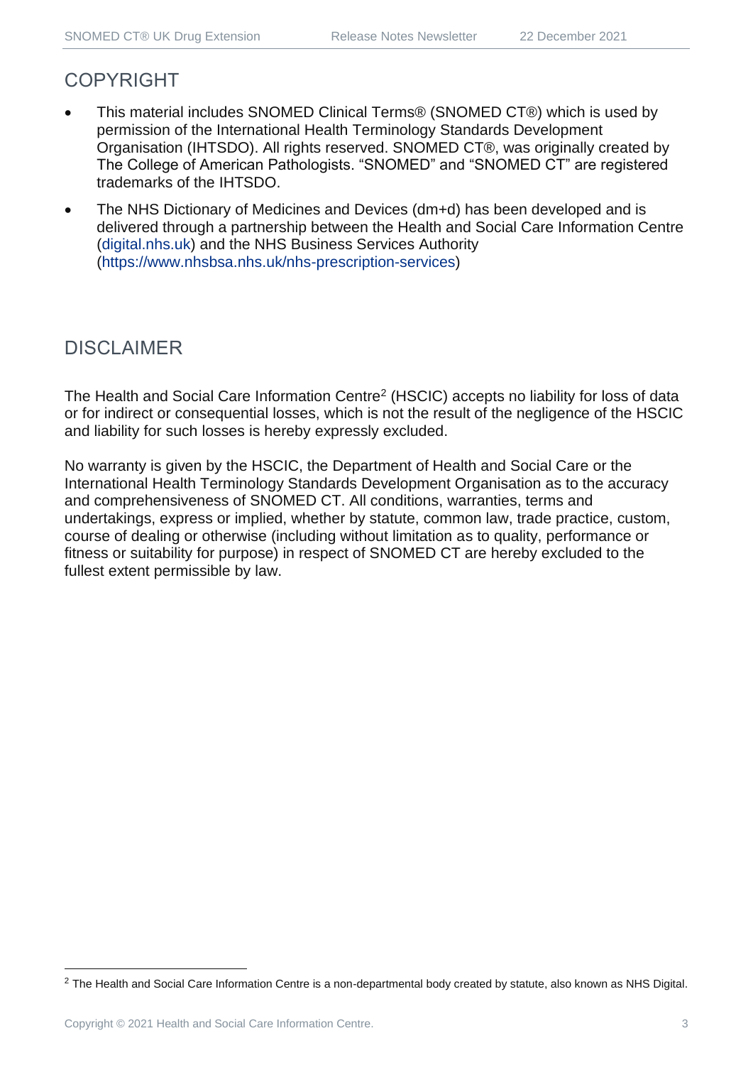## COPYRIGHT

- This material includes SNOMED Clinical Terms® (SNOMED CT®) which is used by permission of the International Health Terminology Standards Development Organisation (IHTSDO). All rights reserved. SNOMED CT®, was originally created by The College of American Pathologists. "SNOMED" and "SNOMED CT" are registered trademarks of the IHTSDO.
- The NHS Dictionary of Medicines and Devices (dm+d) has been developed and is delivered through a partnership between the Health and Social Care Information Centre (digital.nhs.uk) and the NHS Business Services Authority (https://www.nhsbsa.nhs.uk/nhs-prescription-services)

## DISCLAIMER

The Health and Social Care Information Centre[2] (HSCIC) accepts no liability for loss of data or for indirect or consequential losses, which is not the result of the negligence of the HSCIC and liability for such losses is hereby expressly excluded.

No warranty is given by the HSCIC, the Department of Health and Social Care or the International Health Terminology Standards Development Organisation as to the accuracy and comprehensiveness of SNOMED CT. All conditions, warranties, terms and undertakings, express or implied, whether by statute, common law, trade practice, custom, course of dealing or otherwise (including without limitation as to quality, performance or fitness or suitability for purpose) in respect of SNOMED CT are hereby excluded to the fullest extent permissible by law.

[2] The Health and Social Care Information Centre is a non-departmental body created by statute, also known as NHS Digital.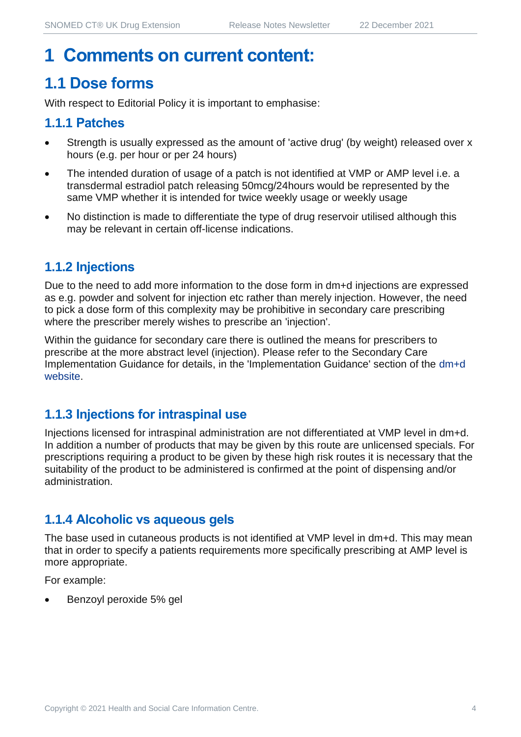# 1 Comments on current content:

## 1.1 Dose forms

With respect to Editorial Policy it is important to emphasise:

### 1.1.1 Patches

- Strength is usually expressed as the amount of 'active drug' (by weight) released over x hours (e.g. per hour or per 24 hours)
- The intended duration of usage of a patch is not identified at VMP or AMP level i.e. a transdermal estradiol patch releasing 50mcg/24hours would be represented by the same VMP whether it is intended for twice weekly usage or weekly usage
- No distinction is made to differentiate the type of drug reservoir utilised although this may be relevant in certain off-license indications.

### 1.1.2 Injections

Due to the need to add more information to the dose form in dm+d injections are expressed as e.g. powder and solvent for injection etc rather than merely injection. However, the need to pick a dose form of this complexity may be prohibitive in secondary care prescribing where the prescriber merely wishes to prescribe an 'injection'.

Within the guidance for secondary care there is outlined the means for prescribers to prescribe at the more abstract level (injection). Please refer to the Secondary Care Implementation Guidance for details, in the 'Implementation Guidance' section of the dm+d website.

### 1.1.3 Injections for intraspinal use

Injections licensed for intraspinal administration are not differentiated at VMP level in dm+d. In addition a number of products that may be given by this route are unlicensed specials. For prescriptions requiring a product to be given by these high risk routes it is necessary that the suitability of the product to be administered is confirmed at the point of dispensing and/or administration.

### 1.1.4 Alcoholic vs aqueous gels

The base used in cutaneous products is not identified at VMP level in dm+d. This may mean that in order to specify a patients requirements more specifically prescribing at AMP level is more appropriate.

For example:

- Benzoyl peroxide 5% gel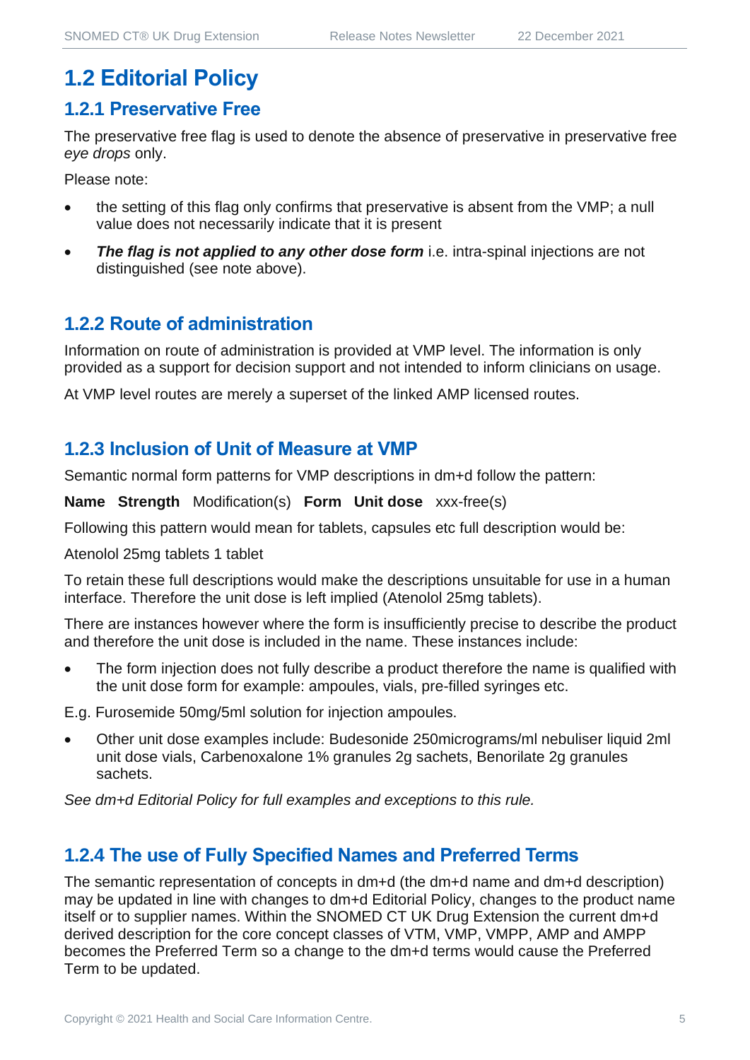## 1.2 Editorial Policy

### 1.2.1 Preservative Free

The preservative free flag is used to denote the absence of preservative in preservative free *eye drops* only.

Please note:

- the setting of this flag only confirms that preservative is absent from the VMP; a null value does not necessarily indicate that it is present
- ***The flag is not applied to any other dose form*** i.e. intra-spinal injections are not distinguished (see note above).

### 1.2.2 Route of administration

Information on route of administration is provided at VMP level. The information is only provided as a support for decision support and not intended to inform clinicians on usage.

At VMP level routes are merely a superset of the linked AMP licensed routes.

### 1.2.3 Inclusion of Unit of Measure at VMP

Semantic normal form patterns for VMP descriptions in dm+d follow the pattern:

**Name** **Strength** Modification(s) **Form** **Unit dose** xxx-free(s)

Following this pattern would mean for tablets, capsules etc full description would be:

Atenolol 25mg tablets 1 tablet

To retain these full descriptions would make the descriptions unsuitable for use in a human interface. Therefore the unit dose is left implied (Atenolol 25mg tablets).

There are instances however where the form is insufficiently precise to describe the product and therefore the unit dose is included in the name. These instances include:

- The form injection does not fully describe a product therefore the name is qualified with the unit dose form for example: ampoules, vials, pre-filled syringes etc.

E.g. Furosemide 50mg/5ml solution for injection ampoules.

- Other unit dose examples include: Budesonide 250micrograms/ml nebuliser liquid 2ml unit dose vials, Carbenoxalone 1% granules 2g sachets, Benorilate 2g granules sachets.

*See dm+d Editorial Policy for full examples and exceptions to this rule.*

### 1.2.4 The use of Fully Specified Names and Preferred Terms

The semantic representation of concepts in dm+d (the dm+d name and dm+d description) may be updated in line with changes to dm+d Editorial Policy, changes to the product name itself or to supplier names. Within the SNOMED CT UK Drug Extension the current dm+d derived description for the core concept classes of VTM, VMP, VMPP, AMP and AMPP becomes the Preferred Term so a change to the dm+d terms would cause the Preferred Term to be updated.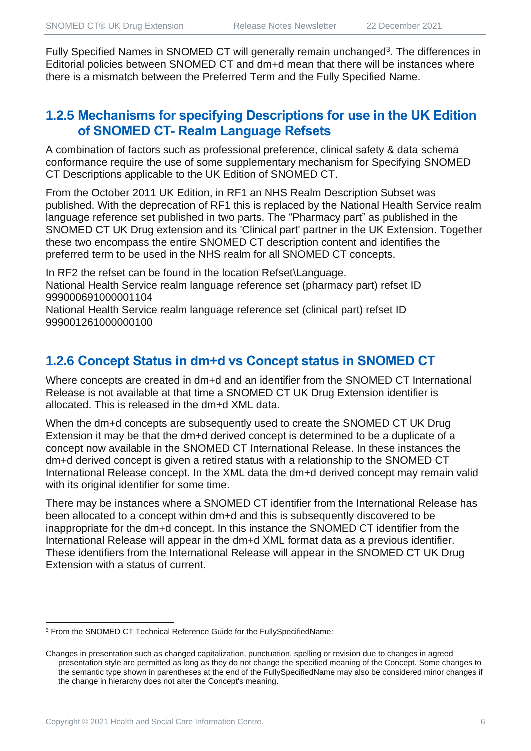Fully Specified Names in SNOMED CT will generally remain unchanged[3]. The differences in Editorial policies between SNOMED CT and dm+d mean that there will be instances where there is a mismatch between the Preferred Term and the Fully Specified Name.

### 1.2.5 Mechanisms for specifying Descriptions for use in the UK Edition of SNOMED CT- Realm Language Refsets

A combination of factors such as professional preference, clinical safety & data schema conformance require the use of some supplementary mechanism for Specifying SNOMED CT Descriptions applicable to the UK Edition of SNOMED CT.

From the October 2011 UK Edition, in RF1 an NHS Realm Description Subset was published. With the deprecation of RF1 this is replaced by the National Health Service realm language reference set published in two parts. The "Pharmacy part" as published in the SNOMED CT UK Drug extension and its 'Clinical part' partner in the UK Extension. Together these two encompass the entire SNOMED CT description content and identifies the preferred term to be used in the NHS realm for all SNOMED CT concepts.

In RF2 the refset can be found in the location Refset\Language.
National Health Service realm language reference set (pharmacy part) refset ID 999000691000001104
National Health Service realm language reference set (clinical part) refset ID 999001261000000100

### 1.2.6 Concept Status in dm+d vs Concept status in SNOMED CT

Where concepts are created in dm+d and an identifier from the SNOMED CT International Release is not available at that time a SNOMED CT UK Drug Extension identifier is allocated. This is released in the dm+d XML data.

When the dm+d concepts are subsequently used to create the SNOMED CT UK Drug Extension it may be that the dm+d derived concept is determined to be a duplicate of a concept now available in the SNOMED CT International Release. In these instances the dm+d derived concept is given a retired status with a relationship to the SNOMED CT International Release concept. In the XML data the dm+d derived concept may remain valid with its original identifier for some time.

There may be instances where a SNOMED CT identifier from the International Release has been allocated to a concept within dm+d and this is subsequently discovered to be inappropriate for the dm+d concept. In this instance the SNOMED CT identifier from the International Release will appear in the dm+d XML format data as a previous identifier. These identifiers from the International Release will appear in the SNOMED CT UK Drug Extension with a status of current.

---

[3] From the SNOMED CT Technical Reference Guide for the FullySpecifiedName:

Changes in presentation such as changed capitalization, punctuation, spelling or revision due to changes in agreed presentation style are permitted as long as they do not change the specified meaning of the Concept. Some changes to the semantic type shown in parentheses at the end of the FullySpecifiedName may also be considered minor changes if the change in hierarchy does not alter the Concept's meaning.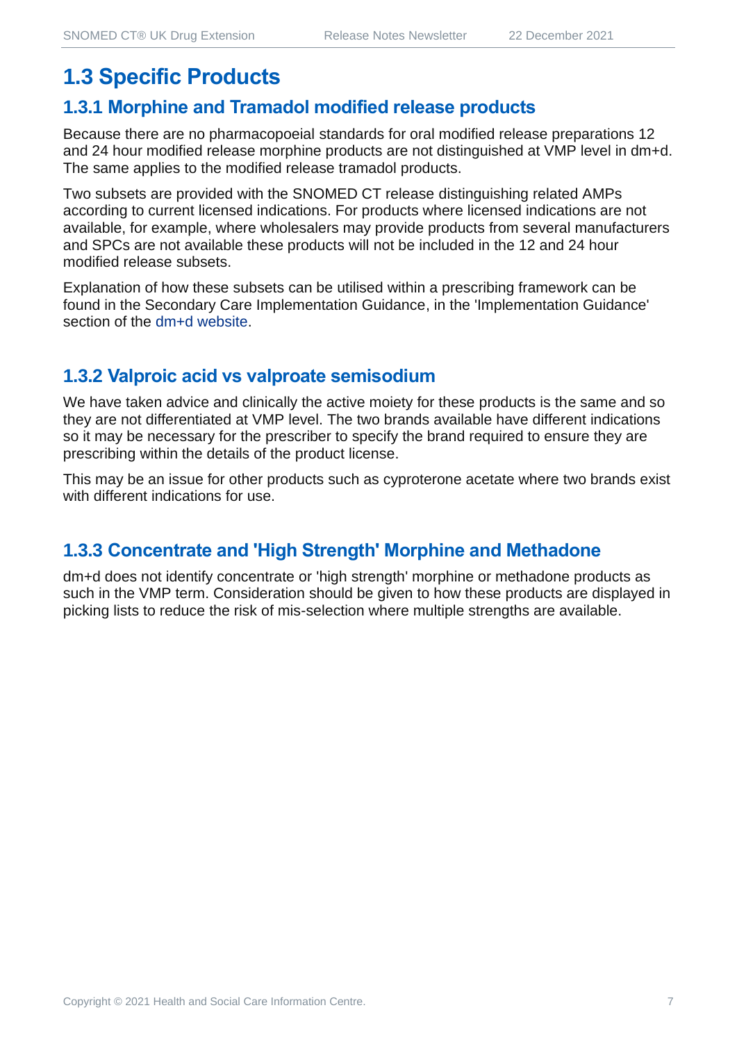## 1.3 Specific Products

### 1.3.1 Morphine and Tramadol modified release products

Because there are no pharmacopoeial standards for oral modified release preparations 12 and 24 hour modified release morphine products are not distinguished at VMP level in dm+d. The same applies to the modified release tramadol products.

Two subsets are provided with the SNOMED CT release distinguishing related AMPs according to current licensed indications. For products where licensed indications are not available, for example, where wholesalers may provide products from several manufacturers and SPCs are not available these products will not be included in the 12 and 24 hour modified release subsets.

Explanation of how these subsets can be utilised within a prescribing framework can be found in the Secondary Care Implementation Guidance, in the 'Implementation Guidance' section of the dm+d website.

### 1.3.2 Valproic acid vs valproate semisodium

We have taken advice and clinically the active moiety for these products is the same and so they are not differentiated at VMP level. The two brands available have different indications so it may be necessary for the prescriber to specify the brand required to ensure they are prescribing within the details of the product license.

This may be an issue for other products such as cyproterone acetate where two brands exist with different indications for use.

### 1.3.3 Concentrate and 'High Strength' Morphine and Methadone

dm+d does not identify concentrate or 'high strength' morphine or methadone products as such in the VMP term. Consideration should be given to how these products are displayed in picking lists to reduce the risk of mis-selection where multiple strengths are available.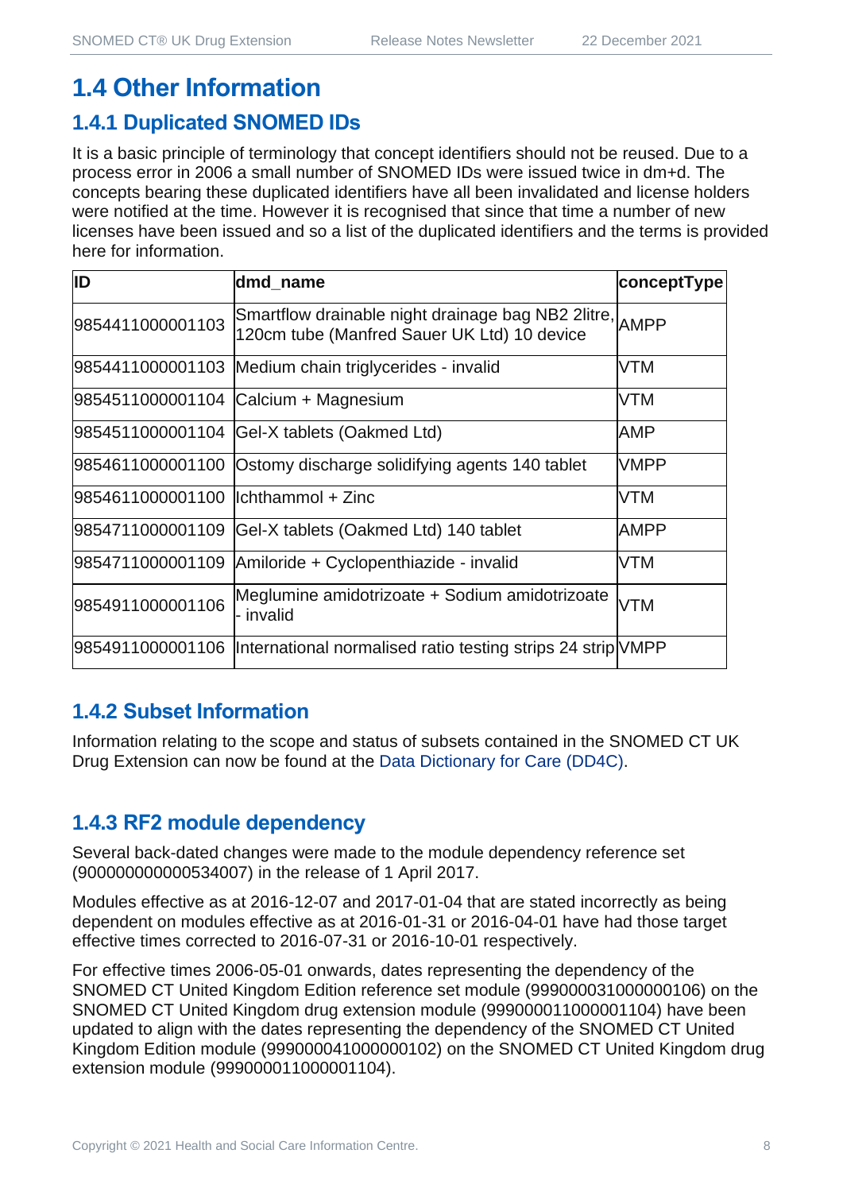# 1.4 Other Information

## 1.4.1 Duplicated SNOMED IDs

It is a basic principle of terminology that concept identifiers should not be reused. Due to a process error in 2006 a small number of SNOMED IDs were issued twice in dm+d. The concepts bearing these duplicated identifiers have all been invalidated and license holders were notified at the time. However it is recognised that since that time a number of new licenses have been issued and so a list of the duplicated identifiers and the terms is provided here for information.

| ID | dmd_name | conceptType |
|---|---|---|
| 9854411000001103 | Smartflow drainable night drainage bag NB2 2litre, 120cm tube (Manfred Sauer UK Ltd) 10 device | AMPP |
| 9854411000001103 | Medium chain triglycerides - invalid | VTM |
| 9854511000001104 | Calcium + Magnesium | VTM |
| 9854511000001104 | Gel-X tablets (Oakmed Ltd) | AMP |
| 9854611000001100 | Ostomy discharge solidifying agents 140 tablet | VMPP |
| 9854611000001100 | Ichthammol + Zinc | VTM |
| 9854711000001109 | Gel-X tablets (Oakmed Ltd) 140 tablet | AMPP |
| 9854711000001109 | Amiloride + Cyclopenthiazide - invalid | VTM |
| 9854911000001106 | Meglumine amidotrizoate + Sodium amidotrizoate - invalid | VTM |
| 9854911000001106 | International normalised ratio testing strips 24 strip | VMPP |

## 1.4.2 Subset Information

Information relating to the scope and status of subsets contained in the SNOMED CT UK Drug Extension can now be found at the Data Dictionary for Care (DD4C).

## 1.4.3 RF2 module dependency

Several back-dated changes were made to the module dependency reference set (900000000000534007) in the release of 1 April 2017.

Modules effective as at 2016-12-07 and 2017-01-04 that are stated incorrectly as being dependent on modules effective as at 2016-01-31 or 2016-04-01 have had those target effective times corrected to 2016-07-31 or 2016-10-01 respectively.

For effective times 2006-05-01 onwards, dates representing the dependency of the SNOMED CT United Kingdom Edition reference set module (999000031000000106) on the SNOMED CT United Kingdom drug extension module (999000011000001104) have been updated to align with the dates representing the dependency of the SNOMED CT United Kingdom Edition module (999000041000000102) on the SNOMED CT United Kingdom drug extension module (999000011000001104).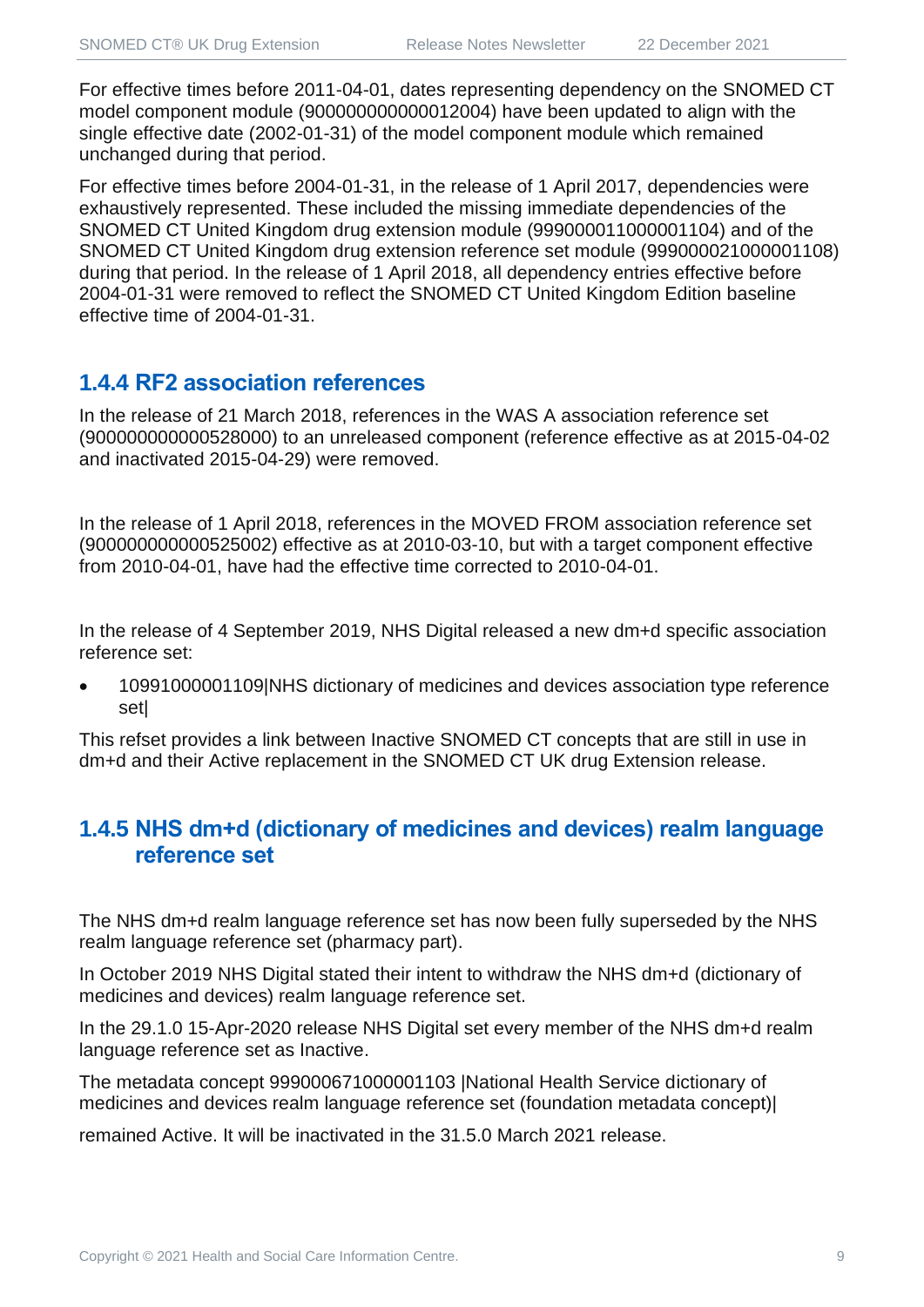For effective times before 2011-04-01, dates representing dependency on the SNOMED CT model component module (900000000000012004) have been updated to align with the single effective date (2002-01-31) of the model component module which remained unchanged during that period.

For effective times before 2004-01-31, in the release of 1 April 2017, dependencies were exhaustively represented. These included the missing immediate dependencies of the SNOMED CT United Kingdom drug extension module (999000011000001104) and of the SNOMED CT United Kingdom drug extension reference set module (999000021000001108) during that period. In the release of 1 April 2018, all dependency entries effective before 2004-01-31 were removed to reflect the SNOMED CT United Kingdom Edition baseline effective time of 2004-01-31.

### 1.4.4 RF2 association references

In the release of 21 March 2018, references in the WAS A association reference set (900000000000528000) to an unreleased component (reference effective as at 2015-04-02 and inactivated 2015-04-29) were removed.

In the release of 1 April 2018, references in the MOVED FROM association reference set (900000000000525002) effective as at 2010-03-10, but with a target component effective from 2010-04-01, have had the effective time corrected to 2010-04-01.

In the release of 4 September 2019, NHS Digital released a new dm+d specific association reference set:

- 10991000001109|NHS dictionary of medicines and devices association type reference set|

This refset provides a link between Inactive SNOMED CT concepts that are still in use in dm+d and their Active replacement in the SNOMED CT UK drug Extension release.

### 1.4.5 NHS dm+d (dictionary of medicines and devices) realm language reference set

The NHS dm+d realm language reference set has now been fully superseded by the NHS realm language reference set (pharmacy part).

In October 2019 NHS Digital stated their intent to withdraw the NHS dm+d (dictionary of medicines and devices) realm language reference set.

In the 29.1.0 15-Apr-2020 release NHS Digital set every member of the NHS dm+d realm language reference set as Inactive.

The metadata concept 999000671000001103 |National Health Service dictionary of medicines and devices realm language reference set (foundation metadata concept)|

remained Active. It will be inactivated in the 31.5.0 March 2021 release.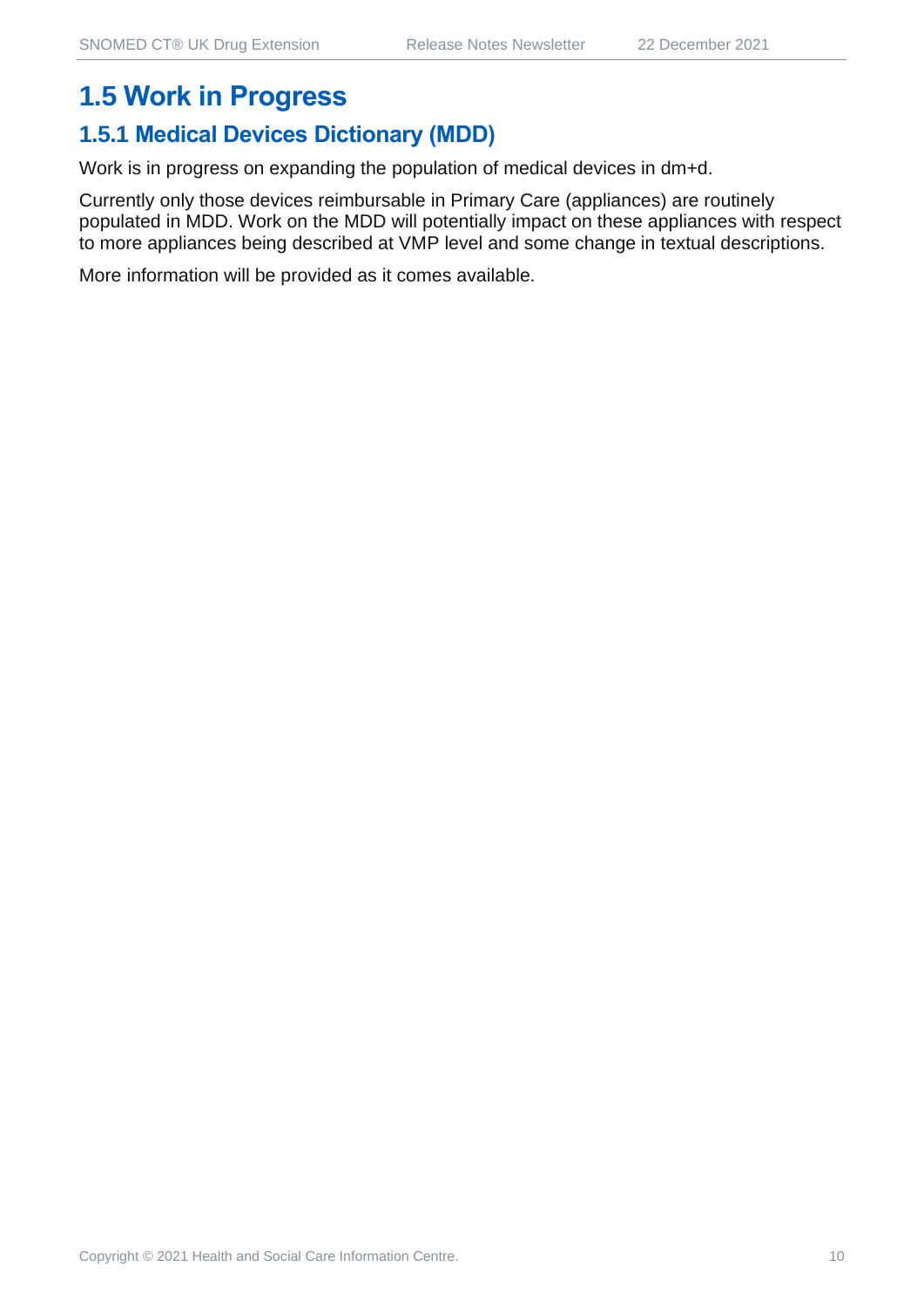## 1.5 Work in Progress

### 1.5.1 Medical Devices Dictionary (MDD)

Work is in progress on expanding the population of medical devices in dm+d.

Currently only those devices reimbursable in Primary Care (appliances) are routinely populated in MDD. Work on the MDD will potentially impact on these appliances with respect to more appliances being described at VMP level and some change in textual descriptions.

More information will be provided as it comes available.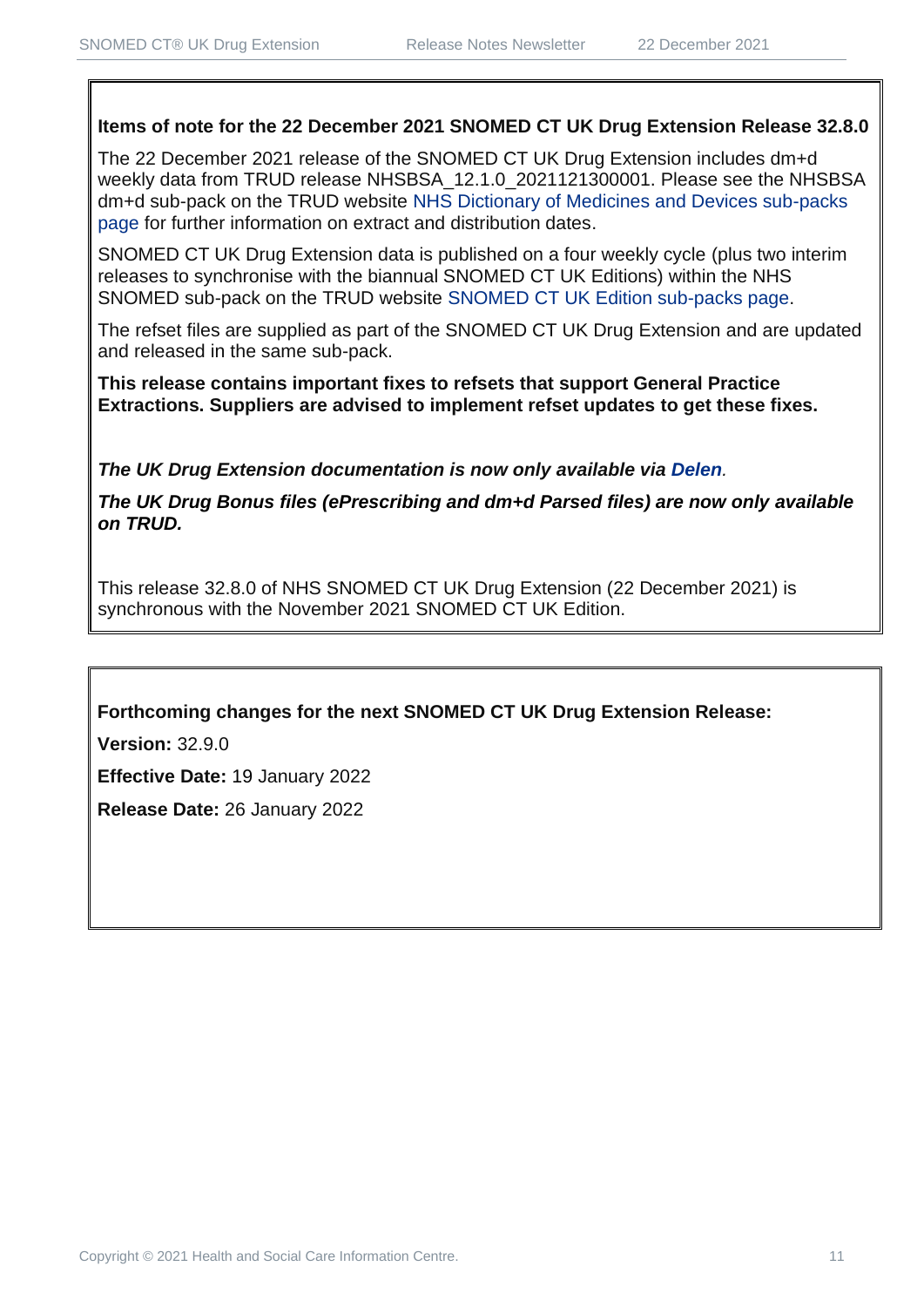**Items of note for the 22 December 2021 SNOMED CT UK Drug Extension Release 32.8.0**

The 22 December 2021 release of the SNOMED CT UK Drug Extension includes dm+d weekly data from TRUD release NHSBSA_12.1.0_2021121300001. Please see the NHSBSA dm+d sub-pack on the TRUD website NHS Dictionary of Medicines and Devices sub-packs page for further information on extract and distribution dates.

SNOMED CT UK Drug Extension data is published on a four weekly cycle (plus two interim releases to synchronise with the biannual SNOMED CT UK Editions) within the NHS SNOMED sub-pack on the TRUD website SNOMED CT UK Edition sub-packs page.

The refset files are supplied as part of the SNOMED CT UK Drug Extension and are updated and released in the same sub-pack.

**This release contains important fixes to refsets that support General Practice Extractions. Suppliers are advised to implement refset updates to get these fixes.**

***The UK Drug Extension documentation is now only available via Delen.***

***The UK Drug Bonus files (ePrescribing and dm+d Parsed files) are now only available on TRUD.***

This release 32.8.0 of NHS SNOMED CT UK Drug Extension (22 December 2021) is synchronous with the November 2021 SNOMED CT UK Edition.

**Forthcoming changes for the next SNOMED CT UK Drug Extension Release:**

**Version:** 32.9.0

**Effective Date:** 19 January 2022

**Release Date:** 26 January 2022